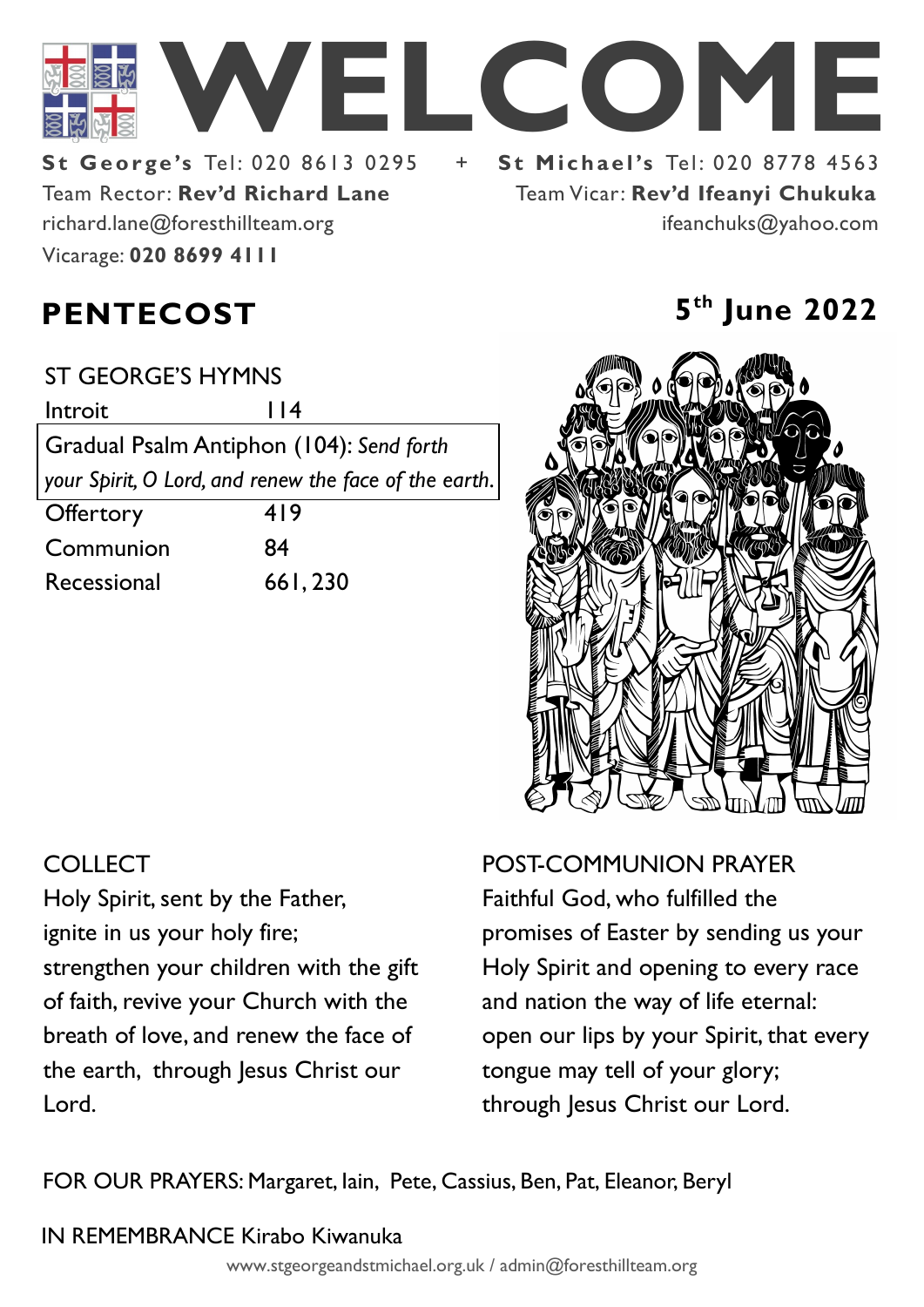# WELCOME

**St George's** Tel: 020 8613 0295 + **St Michael's** Tel: 020 8778 4563

Team Rector: **Rev'd Richard Lane**
richard.lane@foresthillteam.org
Vicarage: **020 8699 4111**

Team Vicar: **Rev'd Ifeanyi Chukuka**
ifeanchuks@yahoo.com

## PENTECOST

**5th June 2022**

ST GEORGE'S HYMNS

| | |
|---|---|
| Introit | 114 |
| Gradual Psalm Antiphon (104): *Send forth your Spirit, O Lord, and renew the face of the earth.* | |
| Offertory | 419 |
| Communion | 84 |
| Recessional | 661, 230 |

COLLECT

Holy Spirit, sent by the Father,
ignite in us your holy fire;
strengthen your children with the gift of faith, revive your Church with the breath of love, and renew the face of the earth, through Jesus Christ our Lord.

POST-COMMUNION PRAYER

Faithful God, who fulfilled the promises of Easter by sending us your Holy Spirit and opening to every race and nation the way of life eternal: open our lips by your Spirit, that every tongue may tell of your glory; through Jesus Christ our Lord.

FOR OUR PRAYERS: Margaret, Iain, Pete, Cassius, Ben, Pat, Eleanor, Beryl

IN REMEMBRANCE Kirabo Kiwanuka

www.stgeorgeandstmichael.org.uk / admin@foresthillteam.org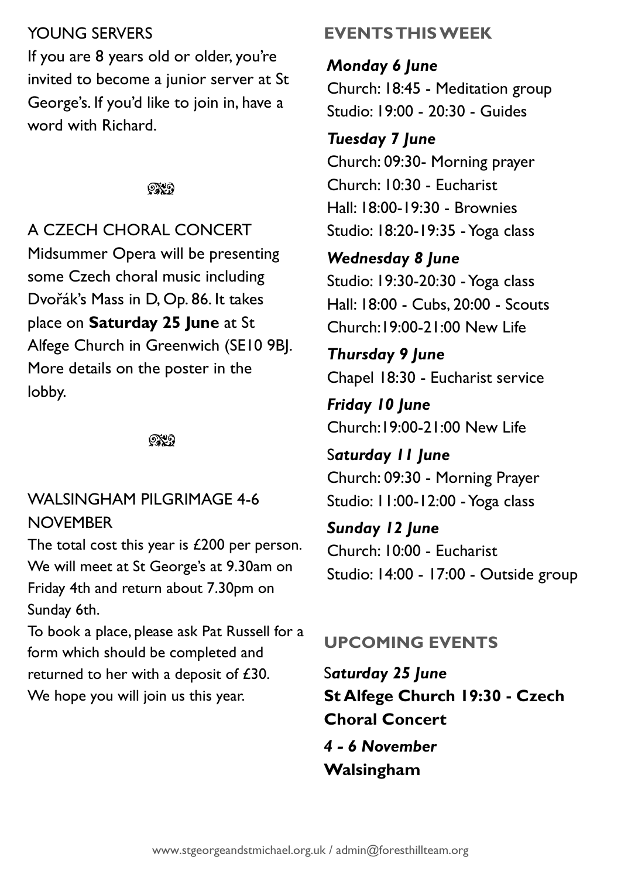## YOUNG SERVERS

If you are 8 years old or older, you're invited to become a junior server at St George's. If you'd like to join in, have a word with Richard.

## A CZECH CHORAL CONCERT

Midsummer Opera will be presenting some Czech choral music including Dvořák's Mass in D, Op. 86. It takes place on **Saturday 25 June** at St Alfege Church in Greenwich (SE10 9BJ. More details on the poster in the lobby.

## WALSINGHAM PILGRIMAGE 4-6 NOVEMBER

The total cost this year is £200 per person. We will meet at St George's at 9.30am on Friday 4th and return about 7.30pm on Sunday 6th.

To book a place, please ask Pat Russell for a form which should be completed and returned to her with a deposit of £30.

We hope you will join us this year.

## EVENTS THIS WEEK

***Monday 6 June***
Church: 18:45 - Meditation group
Studio: 19:00 - 20:30 - Guides

***Tuesday 7 June***
Church: 09:30- Morning prayer
Church: 10:30 - Eucharist
Hall: 18:00-19:30 - Brownies
Studio: 18:20-19:35 - Yoga class

***Wednesday 8 June***
Studio: 19:30-20:30 - Yoga class
Hall: 18:00 - Cubs, 20:00 - Scouts
Church:19:00-21:00 New Life

***Thursday 9 June***
Chapel 18:30 - Eucharist service

***Friday 10 June***
Church:19:00-21:00 New Life

***Saturday 11 June***
Church: 09:30 - Morning Prayer
Studio: 11:00-12:00 - Yoga class

***Sunday 12 June***
Church: 10:00 - Eucharist
Studio: 14:00 - 17:00 - Outside group

## UPCOMING EVENTS

***Saturday 25 June***
**St Alfege Church 19:30 - Czech Choral Concert**

***4 - 6 November***
**Walsingham**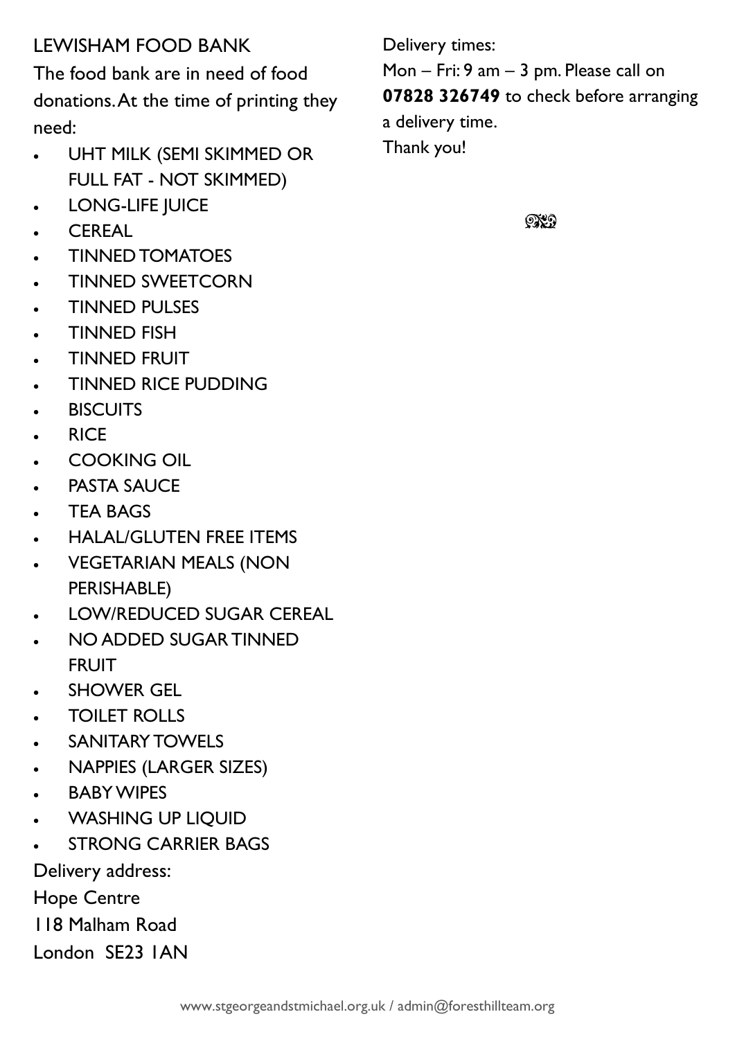## LEWISHAM FOOD BANK

The food bank are in need of food donations. At the time of printing they need:

- UHT MILK (SEMI SKIMMED OR FULL FAT - NOT SKIMMED)
- LONG-LIFE JUICE
- CEREAL
- TINNED TOMATOES
- TINNED SWEETCORN
- TINNED PULSES
- TINNED FISH
- TINNED FRUIT
- TINNED RICE PUDDING
- BISCUITS
- RICE
- COOKING OIL
- PASTA SAUCE
- TEA BAGS
- HALAL/GLUTEN FREE ITEMS
- VEGETARIAN MEALS (NON PERISHABLE)
- LOW/REDUCED SUGAR CEREAL
- NO ADDED SUGAR TINNED FRUIT
- SHOWER GEL
- TOILET ROLLS
- SANITARY TOWELS
- NAPPIES (LARGER SIZES)
- BABY WIPES
- WASHING UP LIQUID
- STRONG CARRIER BAGS

Delivery address:
Hope Centre
118 Malham Road
London SE23 1AN

Delivery times:
Mon – Fri: 9 am – 3 pm. Please call on **07828 326749** to check before arranging a delivery time.
Thank you!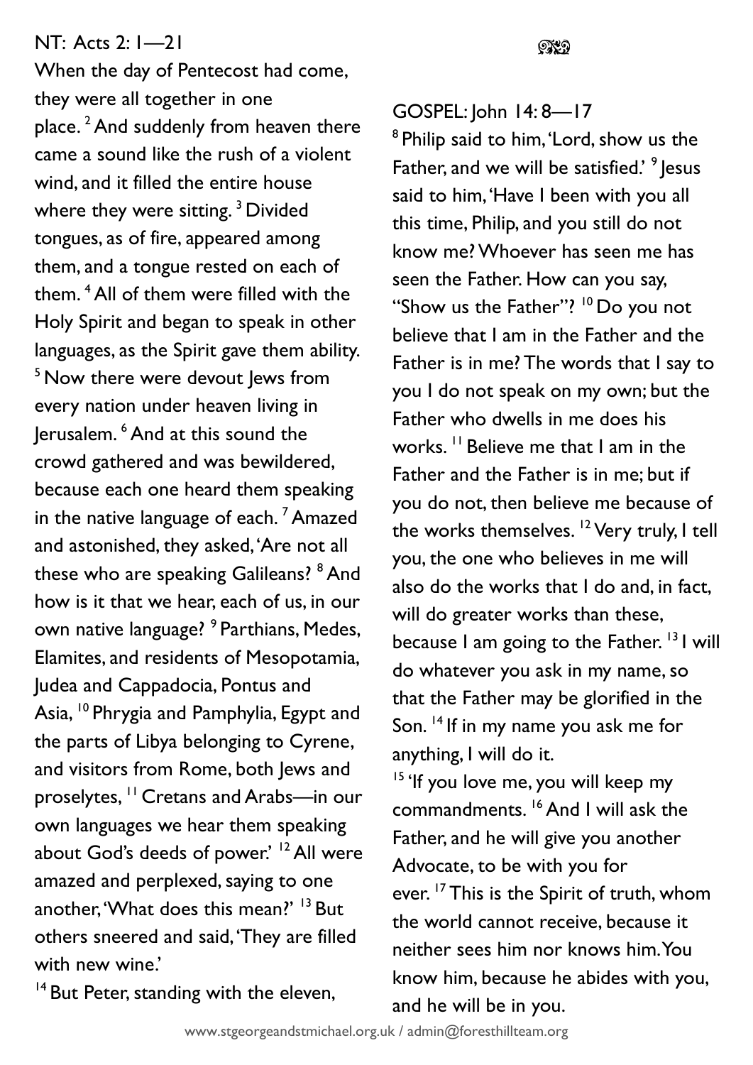NT: Acts 2: 1—21

When the day of Pentecost had come, they were all together in one place. [2] And suddenly from heaven there came a sound like the rush of a violent wind, and it filled the entire house where they were sitting. [3] Divided tongues, as of fire, appeared among them, and a tongue rested on each of them. [4] All of them were filled with the Holy Spirit and began to speak in other languages, as the Spirit gave them ability. [5] Now there were devout Jews from every nation under heaven living in Jerusalem. [6] And at this sound the crowd gathered and was bewildered, because each one heard them speaking in the native language of each. [7] Amazed and astonished, they asked, 'Are not all these who are speaking Galileans? [8] And how is it that we hear, each of us, in our own native language? [9] Parthians, Medes, Elamites, and residents of Mesopotamia, Judea and Cappadocia, Pontus and Asia, [10] Phrygia and Pamphylia, Egypt and the parts of Libya belonging to Cyrene, and visitors from Rome, both Jews and proselytes, [11] Cretans and Arabs—in our own languages we hear them speaking about God's deeds of power.' [12] All were amazed and perplexed, saying to one another, 'What does this mean?' [13] But others sneered and said, 'They are filled with new wine.'

[14] But Peter, standing with the eleven,

GOSPEL: John 14: 8—17

[8] Philip said to him, 'Lord, show us the Father, and we will be satisfied.' [9] Jesus said to him, 'Have I been with you all this time, Philip, and you still do not know me? Whoever has seen me has seen the Father. How can you say, "Show us the Father"? [10] Do you not believe that I am in the Father and the Father is in me? The words that I say to you I do not speak on my own; but the Father who dwells in me does his works. [11] Believe me that I am in the Father and the Father is in me; but if you do not, then believe me because of the works themselves. [12] Very truly, I tell you, the one who believes in me will also do the works that I do and, in fact, will do greater works than these, because I am going to the Father. [13] I will do whatever you ask in my name, so that the Father may be glorified in the Son. [14] If in my name you ask me for anything, I will do it.

[15] 'If you love me, you will keep my commandments. [16] And I will ask the Father, and he will give you another Advocate, to be with you for ever. [17] This is the Spirit of truth, whom the world cannot receive, because it neither sees him nor knows him. You know him, because he abides with you, and he will be in you.

www.stgeorgeandstmichael.org.uk / admin@foresthillteam.org